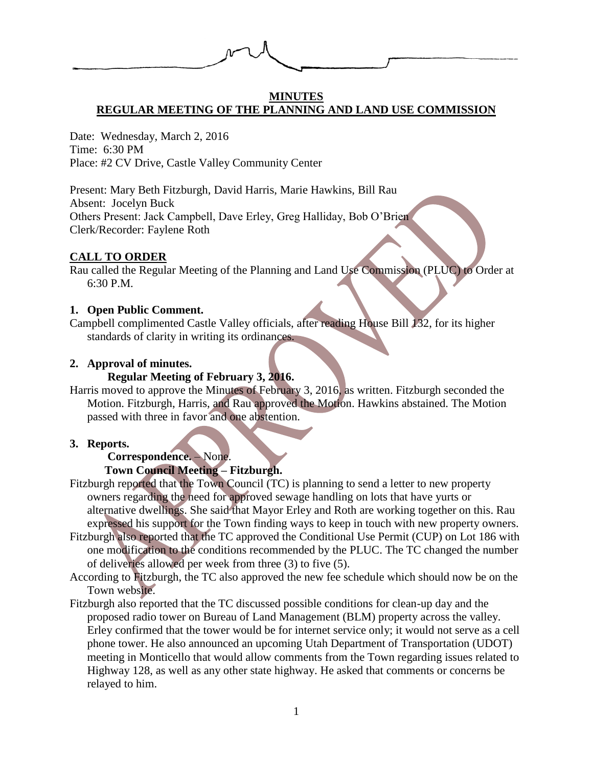# MINUTES

## REGULAR MEETING OF THE PLANNING AND LAND USE COMMISSION

Date: Wednesday, March 2, 2016
Time: 6:30 PM
Place: #2 CV Drive, Castle Valley Community Center

Present: Mary Beth Fitzburgh, David Harris, Marie Hawkins, Bill Rau
Absent: Jocelyn Buck
Others Present: Jack Campbell, Dave Erley, Greg Halliday, Bob O'Brien
Clerk/Recorder: Faylene Roth

## CALL TO ORDER

Rau called the Regular Meeting of the Planning and Land Use Commission (PLUC) to Order at 6:30 P.M.

**1. Open Public Comment.**

Campbell complimented Castle Valley officials, after reading House Bill 132, for its higher standards of clarity in writing its ordinances.

**2. Approval of minutes.**

**Regular Meeting of February 3, 2016.**

Harris moved to approve the Minutes of February 3, 2016, as written. Fitzburgh seconded the Motion. Fitzburgh, Harris, and Rau approved the Motion. Hawkins abstained. The Motion passed with three in favor and one abstention.

**3. Reports.**

**Correspondence.** – None.

**Town Council Meeting – Fitzburgh.**

Fitzburgh reported that the Town Council (TC) is planning to send a letter to new property owners regarding the need for approved sewage handling on lots that have yurts or alternative dwellings. She said that Mayor Erley and Roth are working together on this. Rau expressed his support for the Town finding ways to keep in touch with new property owners.

Fitzburgh also reported that the TC approved the Conditional Use Permit (CUP) on Lot 186 with one modification to the conditions recommended by the PLUC. The TC changed the number of deliveries allowed per week from three (3) to five (5).

According to Fitzburgh, the TC also approved the new fee schedule which should now be on the Town website.

Fitzburgh also reported that the TC discussed possible conditions for clean-up day and the proposed radio tower on Bureau of Land Management (BLM) property across the valley. Erley confirmed that the tower would be for internet service only; it would not serve as a cell phone tower. He also announced an upcoming Utah Department of Transportation (UDOT) meeting in Monticello that would allow comments from the Town regarding issues related to Highway 128, as well as any other state highway. He asked that comments or concerns be relayed to him.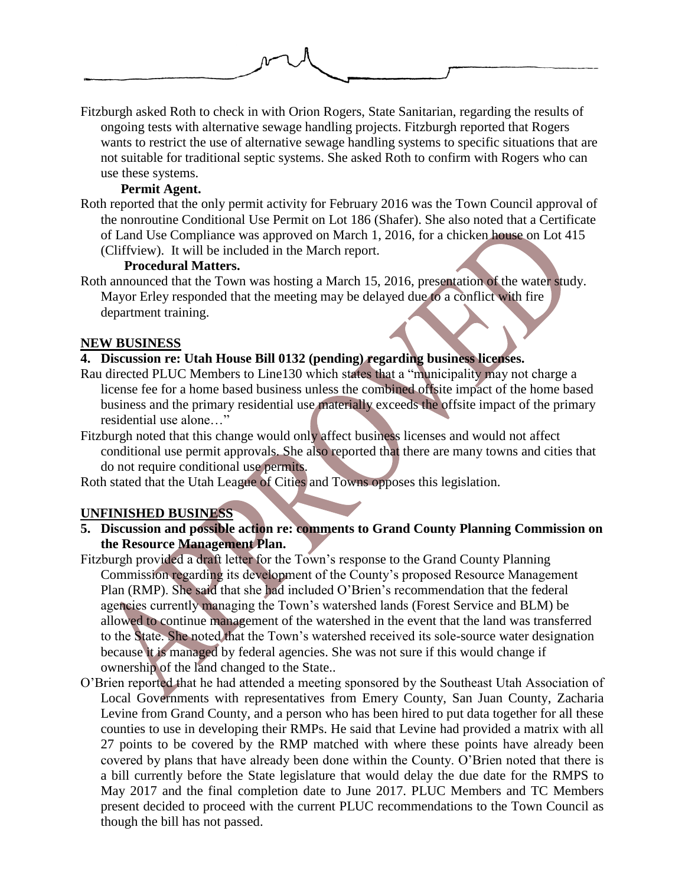Fitzburgh asked Roth to check in with Orion Rogers, State Sanitarian, regarding the results of ongoing tests with alternative sewage handling projects. Fitzburgh reported that Rogers wants to restrict the use of alternative sewage handling systems to specific situations that are not suitable for traditional septic systems. She asked Roth to confirm with Rogers who can use these systems.

**Permit Agent.**

Roth reported that the only permit activity for February 2016 was the Town Council approval of the nonroutine Conditional Use Permit on Lot 186 (Shafer). She also noted that a Certificate of Land Use Compliance was approved on March 1, 2016, for a chicken house on Lot 415 (Cliffview). It will be included in the March report.

**Procedural Matters.**

Roth announced that the Town was hosting a March 15, 2016, presentation of the water study. Mayor Erley responded that the meeting may be delayed due to a conflict with fire department training.

## NEW BUSINESS

**4. Discussion re: Utah House Bill 0132 (pending) regarding business licenses.**

Rau directed PLUC Members to Line130 which states that a "municipality may not charge a license fee for a home based business unless the combined offsite impact of the home based business and the primary residential use materially exceeds the offsite impact of the primary residential use alone…"

Fitzburgh noted that this change would only affect business licenses and would not affect conditional use permit approvals. She also reported that there are many towns and cities that do not require conditional use permits.

Roth stated that the Utah League of Cities and Towns opposes this legislation.

## UNFINISHED BUSINESS

**5. Discussion and possible action re: comments to Grand County Planning Commission on the Resource Management Plan.**

Fitzburgh provided a draft letter for the Town's response to the Grand County Planning Commission regarding its development of the County's proposed Resource Management Plan (RMP). She said that she had included O'Brien's recommendation that the federal agencies currently managing the Town's watershed lands (Forest Service and BLM) be allowed to continue management of the watershed in the event that the land was transferred to the State. She noted that the Town's watershed received its sole-source water designation because it is managed by federal agencies. She was not sure if this would change if ownership of the land changed to the State..

O'Brien reported that he had attended a meeting sponsored by the Southeast Utah Association of Local Governments with representatives from Emery County, San Juan County, Zacharia Levine from Grand County, and a person who has been hired to put data together for all these counties to use in developing their RMPs. He said that Levine had provided a matrix with all 27 points to be covered by the RMP matched with where these points have already been covered by plans that have already been done within the County. O'Brien noted that there is a bill currently before the State legislature that would delay the due date for the RMPS to May 2017 and the final completion date to June 2017. PLUC Members and TC Members present decided to proceed with the current PLUC recommendations to the Town Council as though the bill has not passed.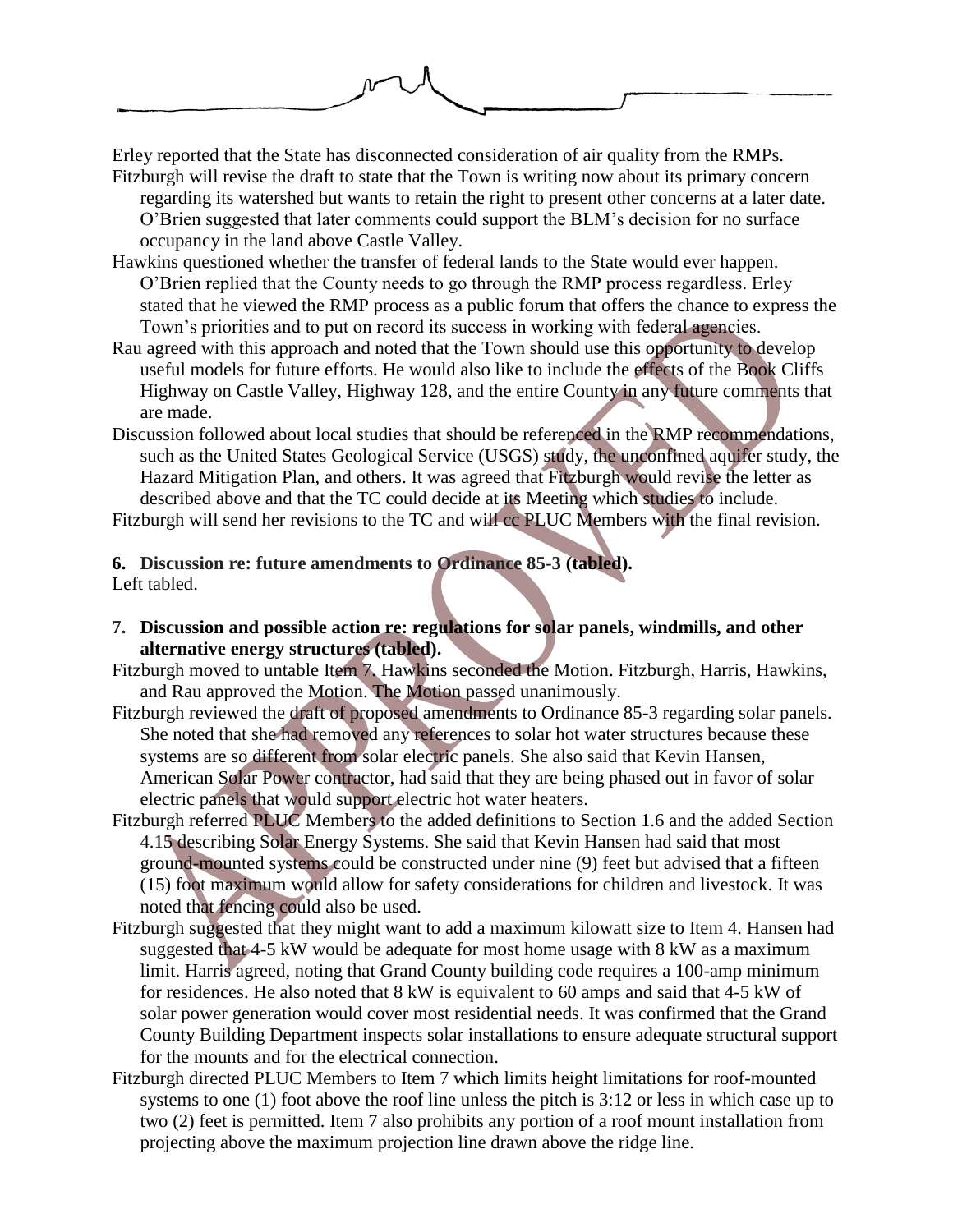Erley reported that the State has disconnected consideration of air quality from the RMPs.

Fitzburgh will revise the draft to state that the Town is writing now about its primary concern regarding its watershed but wants to retain the right to present other concerns at a later date. O'Brien suggested that later comments could support the BLM's decision for no surface occupancy in the land above Castle Valley.

Hawkins questioned whether the transfer of federal lands to the State would ever happen. O'Brien replied that the County needs to go through the RMP process regardless. Erley stated that he viewed the RMP process as a public forum that offers the chance to express the Town's priorities and to put on record its success in working with federal agencies.

Rau agreed with this approach and noted that the Town should use this opportunity to develop useful models for future efforts. He would also like to include the effects of the Book Cliffs Highway on Castle Valley, Highway 128, and the entire County in any future comments that are made.

Discussion followed about local studies that should be referenced in the RMP recommendations, such as the United States Geological Service (USGS) study, the unconfined aquifer study, the Hazard Mitigation Plan, and others. It was agreed that Fitzburgh would revise the letter as described above and that the TC could decide at its Meeting which studies to include.

Fitzburgh will send her revisions to the TC and will cc PLUC Members with the final revision.

**6. Discussion re: future amendments to Ordinance 85-3 (tabled).**

Left tabled.

**7. Discussion and possible action re: regulations for solar panels, windmills, and other alternative energy structures (tabled).**

Fitzburgh moved to untable Item 7. Hawkins seconded the Motion. Fitzburgh, Harris, Hawkins, and Rau approved the Motion. The Motion passed unanimously.

Fitzburgh reviewed the draft of proposed amendments to Ordinance 85-3 regarding solar panels. She noted that she had removed any references to solar hot water structures because these systems are so different from solar electric panels. She also said that Kevin Hansen, American Solar Power contractor, had said that they are being phased out in favor of solar electric panels that would support electric hot water heaters.

Fitzburgh referred PLUC Members to the added definitions to Section 1.6 and the added Section 4.15 describing Solar Energy Systems. She said that Kevin Hansen had said that most ground-mounted systems could be constructed under nine (9) feet but advised that a fifteen (15) foot maximum would allow for safety considerations for children and livestock. It was noted that fencing could also be used.

Fitzburgh suggested that they might want to add a maximum kilowatt size to Item 4. Hansen had suggested that 4-5 kW would be adequate for most home usage with 8 kW as a maximum limit. Harris agreed, noting that Grand County building code requires a 100-amp minimum for residences. He also noted that 8 kW is equivalent to 60 amps and said that 4-5 kW of solar power generation would cover most residential needs. It was confirmed that the Grand County Building Department inspects solar installations to ensure adequate structural support for the mounts and for the electrical connection.

Fitzburgh directed PLUC Members to Item 7 which limits height limitations for roof-mounted systems to one (1) foot above the roof line unless the pitch is 3:12 or less in which case up to two (2) feet is permitted. Item 7 also prohibits any portion of a roof mount installation from projecting above the maximum projection line drawn above the ridge line.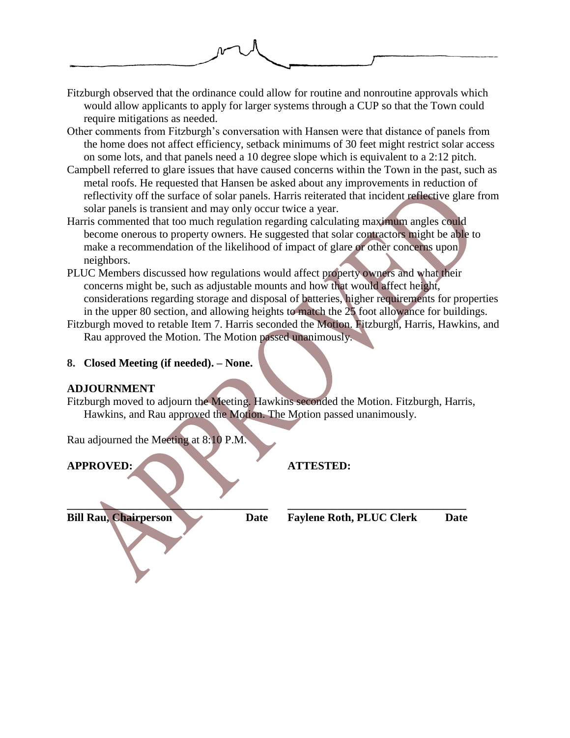Fitzburgh observed that the ordinance could allow for routine and nonroutine approvals which would allow applicants to apply for larger systems through a CUP so that the Town could require mitigations as needed.

Other comments from Fitzburgh's conversation with Hansen were that distance of panels from the home does not affect efficiency, setback minimums of 30 feet might restrict solar access on some lots, and that panels need a 10 degree slope which is equivalent to a 2:12 pitch.

Campbell referred to glare issues that have caused concerns within the Town in the past, such as metal roofs. He requested that Hansen be asked about any improvements in reduction of reflectivity off the surface of solar panels. Harris reiterated that incident reflective glare from solar panels is transient and may only occur twice a year.

Harris commented that too much regulation regarding calculating maximum angles could become onerous to property owners. He suggested that solar contractors might be able to make a recommendation of the likelihood of impact of glare or other concerns upon neighbors.

PLUC Members discussed how regulations would affect property owners and what their concerns might be, such as adjustable mounts and how that would affect height, considerations regarding storage and disposal of batteries, higher requirements for properties in the upper 80 section, and allowing heights to match the 25 foot allowance for buildings.

Fitzburgh moved to retable Item 7. Harris seconded the Motion. Fitzburgh, Harris, Hawkins, and Rau approved the Motion. The Motion passed unanimously.

**8. Closed Meeting (if needed). – None.**

**ADJOURNMENT**

Fitzburgh moved to adjourn the Meeting. Hawkins seconded the Motion. Fitzburgh, Harris, Hawkins, and Rau approved the Motion. The Motion passed unanimously.

Rau adjourned the Meeting at 8:10 P.M.

**APPROVED:** **ATTESTED:**

\_\_\_\_\_\_\_\_\_\_\_\_\_\_\_\_\_\_\_\_\_\_\_\_\_\_\_\_\_\_\_\_ \_\_\_\_\_\_\_\_\_\_\_\_\_\_\_\_\_\_\_\_\_\_\_\_\_\_\_\_\_\_\_\_

**Bill Rau, Chairperson Date** **Faylene Roth, PLUC Clerk Date**

APPROVED